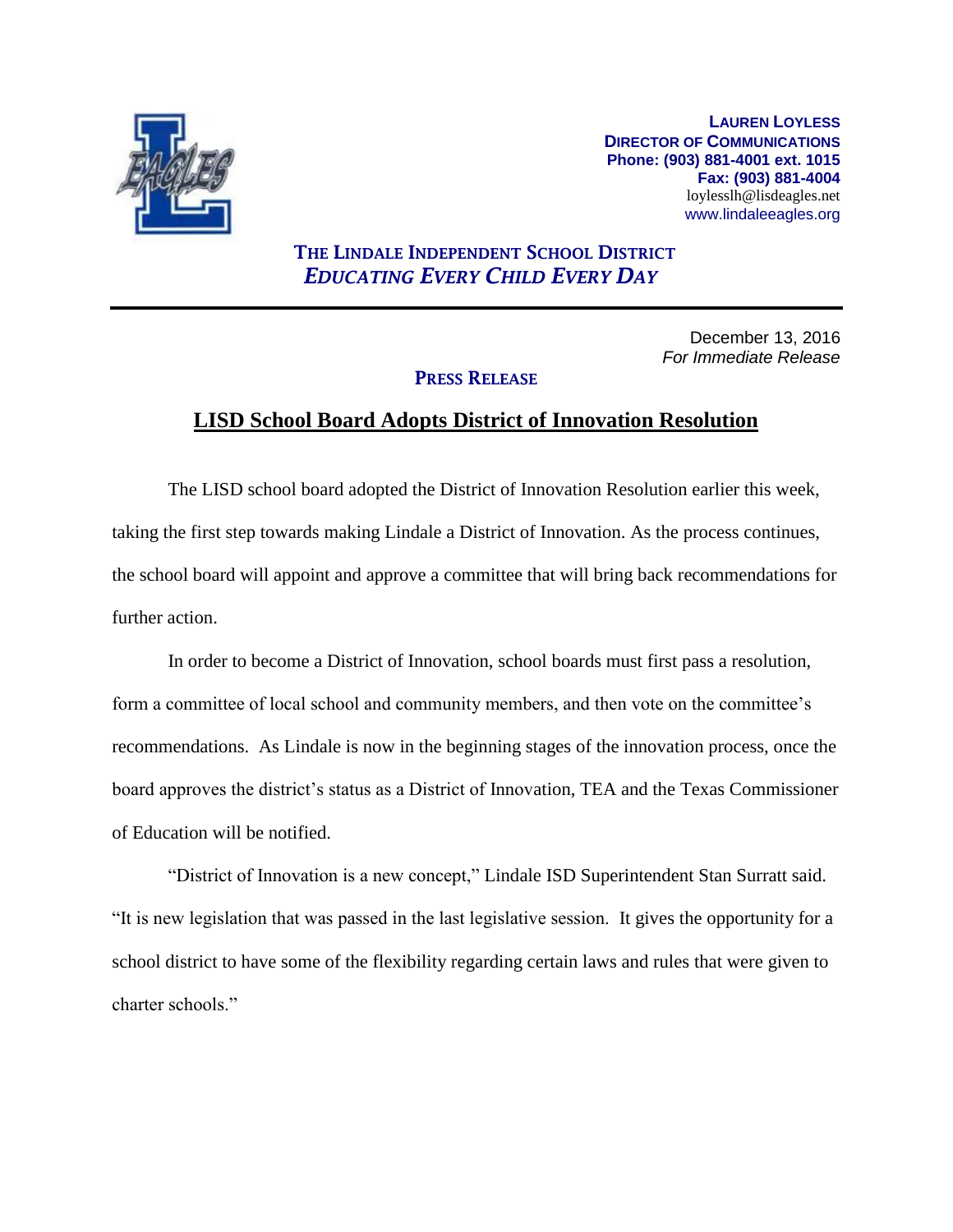**LAUREN LOYLESS**
**DIRECTOR OF COMMUNICATIONS**
**Phone: (903) 881-4001 ext. 1015**
**Fax: (903) 881-4004**
loylesslh@lisdeagles.net
www.lindaleeagles.org

**THE LINDALE INDEPENDENT SCHOOL DISTRICT**
***EDUCATING EVERY CHILD EVERY DAY***

---

December 13, 2016
*For Immediate Release*

**PRESS RELEASE**

# LISD School Board Adopts District of Innovation Resolution

The LISD school board adopted the District of Innovation Resolution earlier this week, taking the first step towards making Lindale a District of Innovation. As the process continues, the school board will appoint and approve a committee that will bring back recommendations for further action.

In order to become a District of Innovation, school boards must first pass a resolution, form a committee of local school and community members, and then vote on the committee's recommendations. As Lindale is now in the beginning stages of the innovation process, once the board approves the district's status as a District of Innovation, TEA and the Texas Commissioner of Education will be notified.

"District of Innovation is a new concept," Lindale ISD Superintendent Stan Surratt said. "It is new legislation that was passed in the last legislative session. It gives the opportunity for a school district to have some of the flexibility regarding certain laws and rules that were given to charter schools."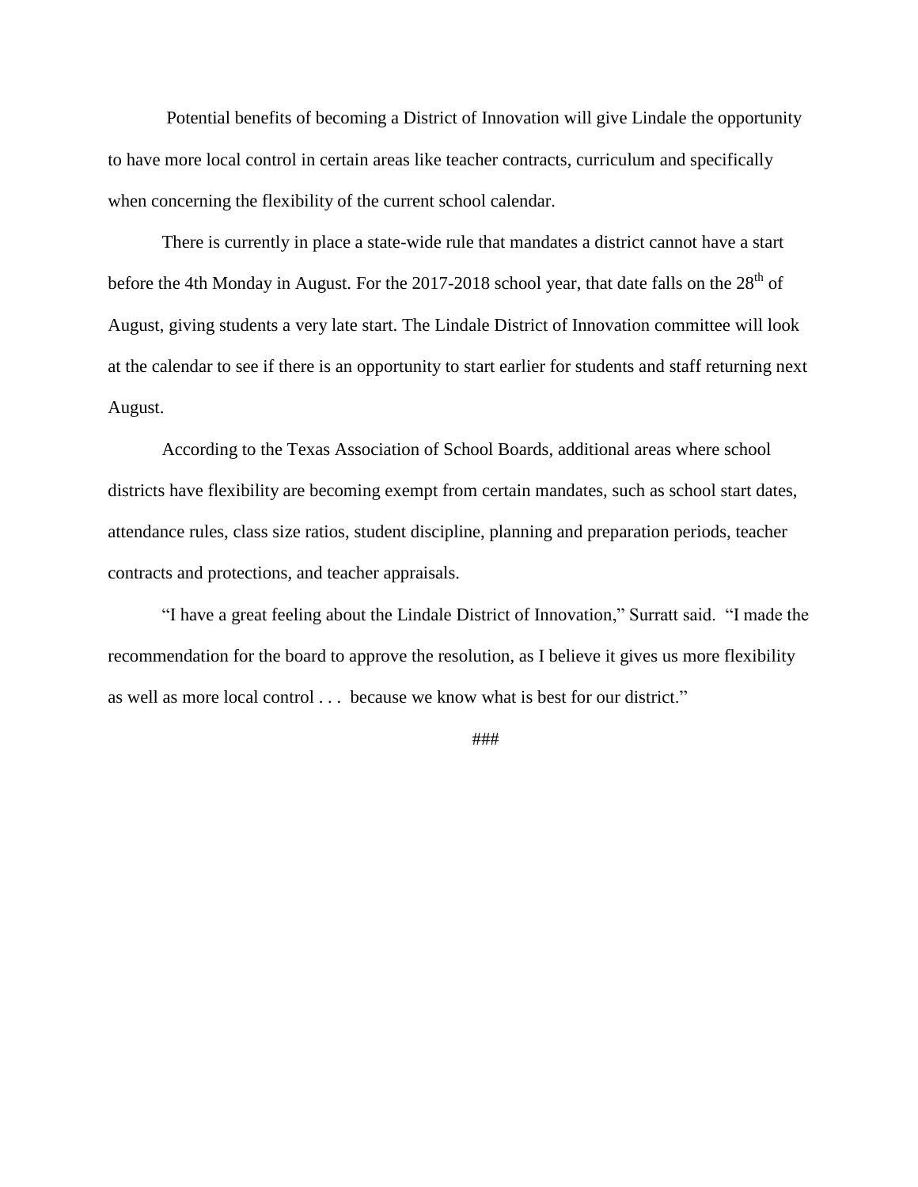Potential benefits of becoming a District of Innovation will give Lindale the opportunity to have more local control in certain areas like teacher contracts, curriculum and specifically when concerning the flexibility of the current school calendar.

There is currently in place a state-wide rule that mandates a district cannot have a start before the 4th Monday in August. For the 2017-2018 school year, that date falls on the 28th of August, giving students a very late start. The Lindale District of Innovation committee will look at the calendar to see if there is an opportunity to start earlier for students and staff returning next August.

According to the Texas Association of School Boards, additional areas where school districts have flexibility are becoming exempt from certain mandates, such as school start dates, attendance rules, class size ratios, student discipline, planning and preparation periods, teacher contracts and protections, and teacher appraisals.

"I have a great feeling about the Lindale District of Innovation," Surratt said. "I made the recommendation for the board to approve the resolution, as I believe it gives us more flexibility as well as more local control . . . because we know what is best for our district."

###